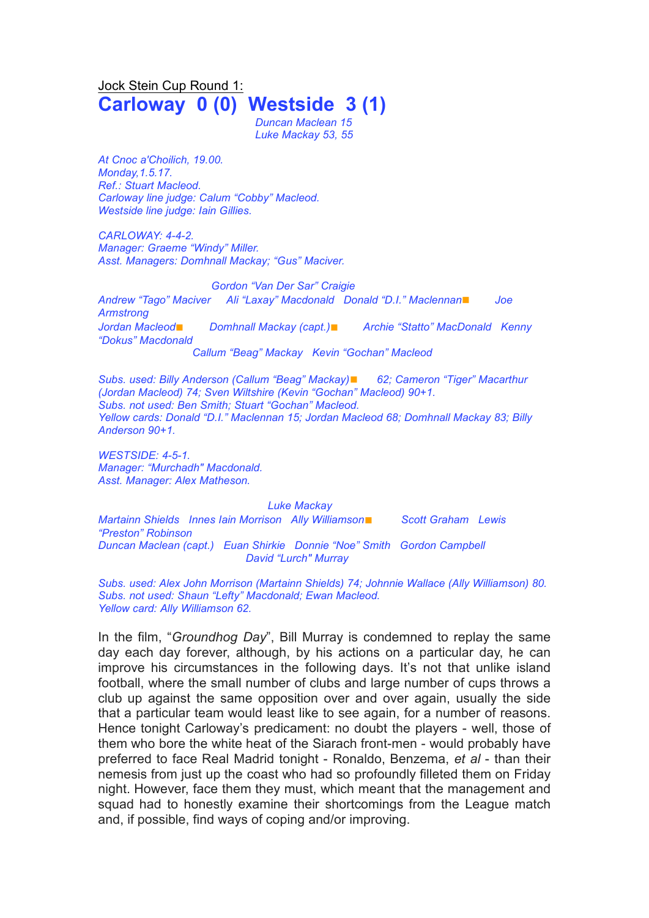<u>Jock Stein Cup Round 1:</u>

# Carloway 0 (0) Westside 3 (1)

*Duncan Maclean 15*
*Luke Mackay 53, 55*

*At Cnoc a'Choilich, 19.00.*
*Monday,1.5.17.*
*Ref.: Stuart Macleod.*
*Carloway line judge: Calum "Cobby" Macleod.*
*Westside line judge: Iain Gillies.*

*CARLOWAY: 4-4-2.*
*Manager: Graeme "Windy" Miller.*
*Asst. Managers: Domhnall Mackay; "Gus" Maciver.*

*Gordon "Van Der Sar" Craigie*
*Andrew "Tago" Maciver Ali "Laxay" Macdonald Donald "D.I." Maclennan■ Joe Armstrong*
*Jordan Macleod■ Domhnall Mackay (capt.)■ Archie "Statto" MacDonald Kenny "Dokus" Macdonald*
*Callum "Beag" Mackay Kevin "Gochan" Macleod*

*Subs. used: Billy Anderson (Callum "Beag" Mackay)■ 62; Cameron "Tiger" Macarthur (Jordan Macleod) 74; Sven Wiltshire (Kevin "Gochan" Macleod) 90+1.*
*Subs. not used: Ben Smith; Stuart "Gochan" Macleod.*
*Yellow cards: Donald "D.I." Maclennan 15; Jordan Macleod 68; Domhnall Mackay 83; Billy Anderson 90+1.*

*WESTSIDE: 4-5-1.*
*Manager: "Murchadh" Macdonald.*
*Asst. Manager: Alex Matheson.*

*Luke Mackay*
*Martainn Shields Innes Iain Morrison Ally Williamson■ Scott Graham Lewis "Preston" Robinson*
*Duncan Maclean (capt.) Euan Shirkie Donnie "Noe" Smith Gordon Campbell*
*David "Lurch" Murray*

*Subs. used: Alex John Morrison (Martainn Shields) 74; Johnnie Wallace (Ally Williamson) 80.*
*Subs. not used: Shaun "Lefty" Macdonald; Ewan Macleod.*
*Yellow card: Ally Williamson 62.*

In the film, "*Groundhog Day*", Bill Murray is condemned to replay the same day each day forever, although, by his actions on a particular day, he can improve his circumstances in the following days. It's not that unlike island football, where the small number of clubs and large number of cups throws a club up against the same opposition over and over again, usually the side that a particular team would least like to see again, for a number of reasons. Hence tonight Carloway's predicament: no doubt the players - well, those of them who bore the white heat of the Siarach front-men - would probably have preferred to face Real Madrid tonight - Ronaldo, Benzema, *et al* - than their nemesis from just up the coast who had so profoundly filleted them on Friday night. However, face them they must, which meant that the management and squad had to honestly examine their shortcomings from the League match and, if possible, find ways of coping and/or improving.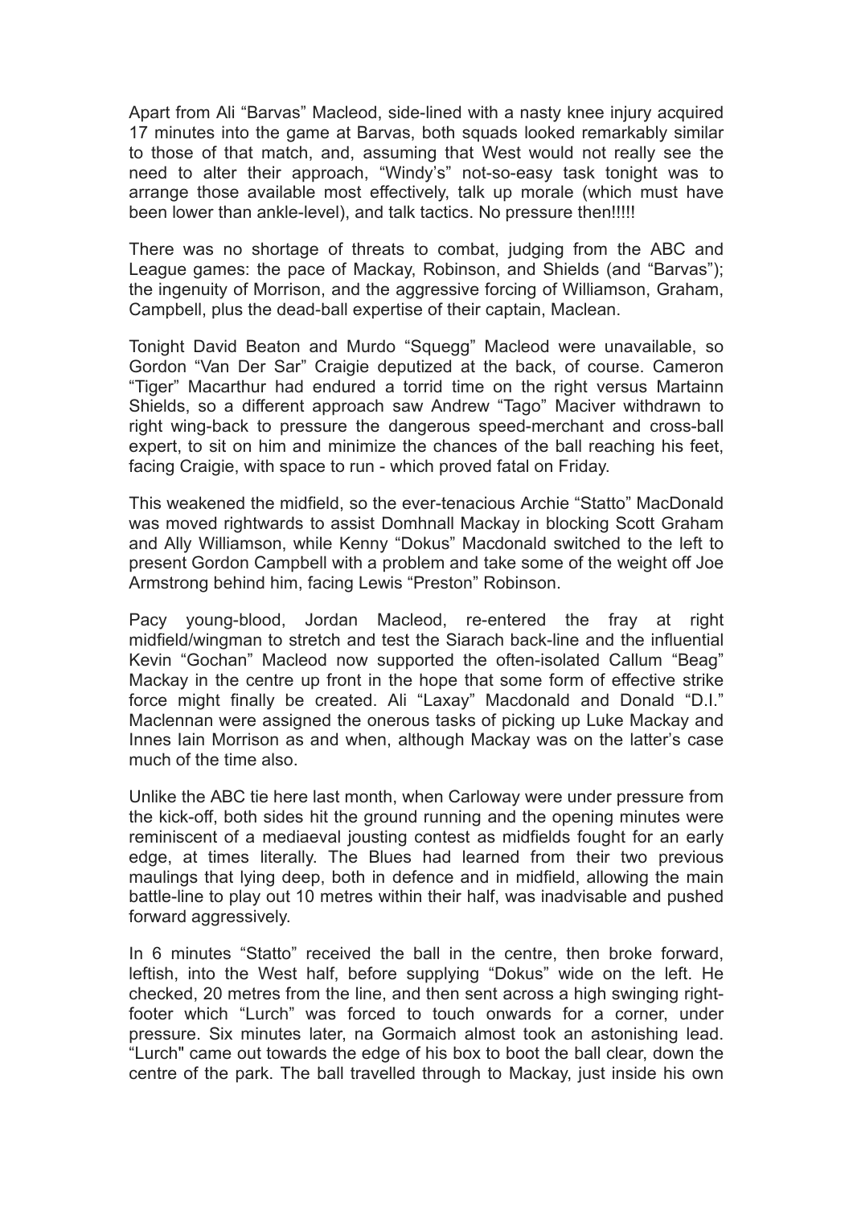Apart from Ali "Barvas" Macleod, side-lined with a nasty knee injury acquired 17 minutes into the game at Barvas, both squads looked remarkably similar to those of that match, and, assuming that West would not really see the need to alter their approach, "Windy's" not-so-easy task tonight was to arrange those available most effectively, talk up morale (which must have been lower than ankle-level), and talk tactics. No pressure then!!!!!

There was no shortage of threats to combat, judging from the ABC and League games: the pace of Mackay, Robinson, and Shields (and "Barvas"); the ingenuity of Morrison, and the aggressive forcing of Williamson, Graham, Campbell, plus the dead-ball expertise of their captain, Maclean.

Tonight David Beaton and Murdo "Squegg" Macleod were unavailable, so Gordon "Van Der Sar" Craigie deputized at the back, of course. Cameron "Tiger" Macarthur had endured a torrid time on the right versus Martainn Shields, so a different approach saw Andrew "Tago" Maciver withdrawn to right wing-back to pressure the dangerous speed-merchant and cross-ball expert, to sit on him and minimize the chances of the ball reaching his feet, facing Craigie, with space to run - which proved fatal on Friday.

This weakened the midfield, so the ever-tenacious Archie "Statto" MacDonald was moved rightwards to assist Domhnall Mackay in blocking Scott Graham and Ally Williamson, while Kenny "Dokus" Macdonald switched to the left to present Gordon Campbell with a problem and take some of the weight off Joe Armstrong behind him, facing Lewis "Preston" Robinson.

Pacy young-blood, Jordan Macleod, re-entered the fray at right midfield/wingman to stretch and test the Siarach back-line and the influential Kevin "Gochan" Macleod now supported the often-isolated Callum "Beag" Mackay in the centre up front in the hope that some form of effective strike force might finally be created. Ali "Laxay" Macdonald and Donald "D.I." Maclennan were assigned the onerous tasks of picking up Luke Mackay and Innes Iain Morrison as and when, although Mackay was on the latter's case much of the time also.

Unlike the ABC tie here last month, when Carloway were under pressure from the kick-off, both sides hit the ground running and the opening minutes were reminiscent of a mediaeval jousting contest as midfields fought for an early edge, at times literally. The Blues had learned from their two previous maulings that lying deep, both in defence and in midfield, allowing the main battle-line to play out 10 metres within their half, was inadvisable and pushed forward aggressively.

In 6 minutes "Statto" received the ball in the centre, then broke forward, leftish, into the West half, before supplying "Dokus" wide on the left. He checked, 20 metres from the line, and then sent across a high swinging right-footer which "Lurch" was forced to touch onwards for a corner, under pressure. Six minutes later, na Gormaich almost took an astonishing lead. "Lurch" came out towards the edge of his box to boot the ball clear, down the centre of the park. The ball travelled through to Mackay, just inside his own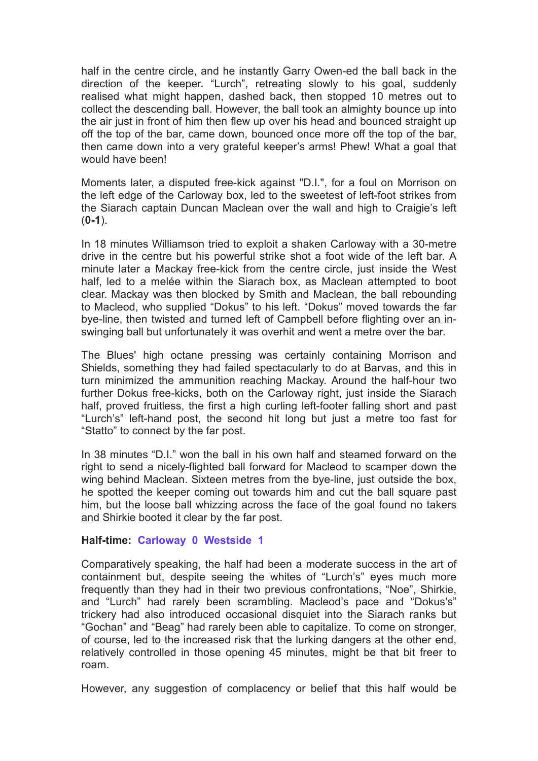half in the centre circle, and he instantly Garry Owen-ed the ball back in the direction of the keeper. "Lurch", retreating slowly to his goal, suddenly realised what might happen, dashed back, then stopped 10 metres out to collect the descending ball. However, the ball took an almighty bounce up into the air just in front of him then flew up over his head and bounced straight up off the top of the bar, came down, bounced once more off the top of the bar, then came down into a very grateful keeper's arms! Phew! What a goal that would have been!

Moments later, a disputed free-kick against "D.I.", for a foul on Morrison on the left edge of the Carloway box, led to the sweetest of left-foot strikes from the Siarach captain Duncan Maclean over the wall and high to Craigie's left (**0-1**).

In 18 minutes Williamson tried to exploit a shaken Carloway with a 30-metre drive in the centre but his powerful strike shot a foot wide of the left bar. A minute later a Mackay free-kick from the centre circle, just inside the West half, led to a melée within the Siarach box, as Maclean attempted to boot clear. Mackay was then blocked by Smith and Maclean, the ball rebounding to Macleod, who supplied "Dokus" to his left. "Dokus" moved towards the far bye-line, then twisted and turned left of Campbell before flighting over an in-swinging ball but unfortunately it was overhit and went a metre over the bar.

The Blues' high octane pressing was certainly containing Morrison and Shields, something they had failed spectacularly to do at Barvas, and this in turn minimized the ammunition reaching Mackay. Around the half-hour two further Dokus free-kicks, both on the Carloway right, just inside the Siarach half, proved fruitless, the first a high curling left-footer falling short and past "Lurch's" left-hand post, the second hit long but just a metre too fast for "Statto" to connect by the far post.

In 38 minutes "D.I." won the ball in his own half and steamed forward on the right to send a nicely-flighted ball forward for Macleod to scamper down the wing behind Maclean. Sixteen metres from the bye-line, just outside the box, he spotted the keeper coming out towards him and cut the ball square past him, but the loose ball whizzing across the face of the goal found no takers and Shirkie booted it clear by the far post.

**Half-time: Carloway 0 Westside 1**

Comparatively speaking, the half had been a moderate success in the art of containment but, despite seeing the whites of "Lurch's" eyes much more frequently than they had in their two previous confrontations, "Noe", Shirkie, and "Lurch" had rarely been scrambling. Macleod's pace and "Dokus's" trickery had also introduced occasional disquiet into the Siarach ranks but "Gochan" and "Beag" had rarely been able to capitalize. To come on stronger, of course, led to the increased risk that the lurking dangers at the other end, relatively controlled in those opening 45 minutes, might be that bit freer to roam.

However, any suggestion of complacency or belief that this half would be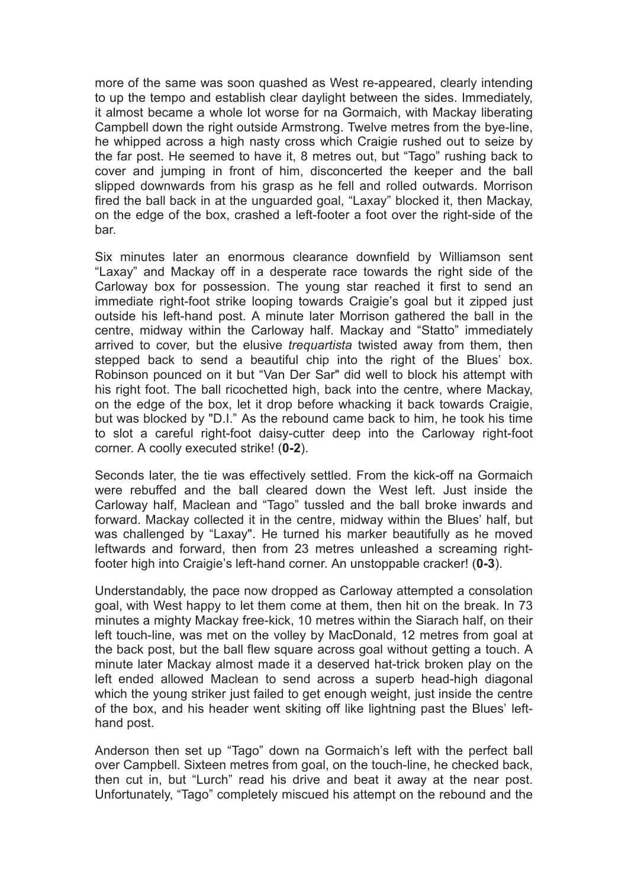more of the same was soon quashed as West re-appeared, clearly intending to up the tempo and establish clear daylight between the sides. Immediately, it almost became a whole lot worse for na Gormaich, with Mackay liberating Campbell down the right outside Armstrong. Twelve metres from the bye-line, he whipped across a high nasty cross which Craigie rushed out to seize by the far post. He seemed to have it, 8 metres out, but "Tago" rushing back to cover and jumping in front of him, disconcerted the keeper and the ball slipped downwards from his grasp as he fell and rolled outwards. Morrison fired the ball back in at the unguarded goal, "Laxay" blocked it, then Mackay, on the edge of the box, crashed a left-footer a foot over the right-side of the bar.

Six minutes later an enormous clearance downfield by Williamson sent "Laxay" and Mackay off in a desperate race towards the right side of the Carloway box for possession. The young star reached it first to send an immediate right-foot strike looping towards Craigie's goal but it zipped just outside his left-hand post. A minute later Morrison gathered the ball in the centre, midway within the Carloway half. Mackay and "Statto" immediately arrived to cover, but the elusive *trequartista* twisted away from them, then stepped back to send a beautiful chip into the right of the Blues' box. Robinson pounced on it but "Van Der Sar" did well to block his attempt with his right foot. The ball ricochetted high, back into the centre, where Mackay, on the edge of the box, let it drop before whacking it back towards Craigie, but was blocked by "D.I." As the rebound came back to him, he took his time to slot a careful right-foot daisy-cutter deep into the Carloway right-foot corner. A coolly executed strike! (**0-2**).

Seconds later, the tie was effectively settled. From the kick-off na Gormaich were rebuffed and the ball cleared down the West left. Just inside the Carloway half, Maclean and "Tago" tussled and the ball broke inwards and forward. Mackay collected it in the centre, midway within the Blues' half, but was challenged by "Laxay". He turned his marker beautifully as he moved leftwards and forward, then from 23 metres unleashed a screaming right-footer high into Craigie's left-hand corner. An unstoppable cracker! (**0-3**).

Understandably, the pace now dropped as Carloway attempted a consolation goal, with West happy to let them come at them, then hit on the break. In 73 minutes a mighty Mackay free-kick, 10 metres within the Siarach half, on their left touch-line, was met on the volley by MacDonald, 12 metres from goal at the back post, but the ball flew square across goal without getting a touch. A minute later Mackay almost made it a deserved hat-trick broken play on the left ended allowed Maclean to send across a superb head-high diagonal which the young striker just failed to get enough weight, just inside the centre of the box, and his header went skiting off like lightning past the Blues' left-hand post.

Anderson then set up "Tago" down na Gormaich's left with the perfect ball over Campbell. Sixteen metres from goal, on the touch-line, he checked back, then cut in, but "Lurch" read his drive and beat it away at the near post. Unfortunately, "Tago" completely miscued his attempt on the rebound and the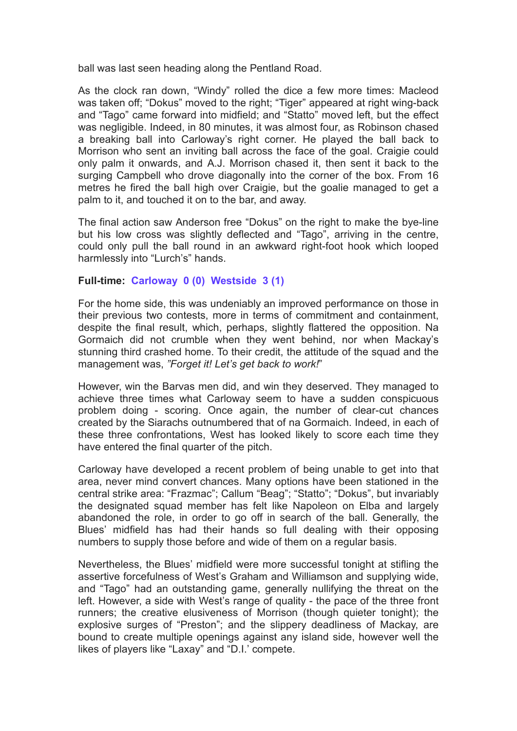ball was last seen heading along the Pentland Road.

As the clock ran down, "Windy" rolled the dice a few more times: Macleod was taken off; "Dokus" moved to the right; "Tiger" appeared at right wing-back and "Tago" came forward into midfield; and "Statto" moved left, but the effect was negligible. Indeed, in 80 minutes, it was almost four, as Robinson chased a breaking ball into Carloway's right corner. He played the ball back to Morrison who sent an inviting ball across the face of the goal. Craigie could only palm it onwards, and A.J. Morrison chased it, then sent it back to the surging Campbell who drove diagonally into the corner of the box. From 16 metres he fired the ball high over Craigie, but the goalie managed to get a palm to it, and touched it on to the bar, and away.

The final action saw Anderson free "Dokus" on the right to make the bye-line but his low cross was slightly deflected and "Tago", arriving in the centre, could only pull the ball round in an awkward right-foot hook which looped harmlessly into "Lurch's" hands.

**Full-time: Carloway 0 (0) Westside 3 (1)**

For the home side, this was undeniably an improved performance on those in their previous two contests, more in terms of commitment and containment, despite the final result, which, perhaps, slightly flattered the opposition. Na Gormaich did not crumble when they went behind, nor when Mackay's stunning third crashed home. To their credit, the attitude of the squad and the management was, *"Forget it! Let's get back to work!"*

However, win the Barvas men did, and win they deserved. They managed to achieve three times what Carloway seem to have a sudden conspicuous problem doing - scoring. Once again, the number of clear-cut chances created by the Siarachs outnumbered that of na Gormaich. Indeed, in each of these three confrontations, West has looked likely to score each time they have entered the final quarter of the pitch.

Carloway have developed a recent problem of being unable to get into that area, never mind convert chances. Many options have been stationed in the central strike area: "Frazmac"; Callum "Beag"; "Statto"; "Dokus", but invariably the designated squad member has felt like Napoleon on Elba and largely abandoned the role, in order to go off in search of the ball. Generally, the Blues' midfield has had their hands so full dealing with their opposing numbers to supply those before and wide of them on a regular basis.

Nevertheless, the Blues' midfield were more successful tonight at stifling the assertive forcefulness of West's Graham and Williamson and supplying wide, and "Tago" had an outstanding game, generally nullifying the threat on the left. However, a side with West's range of quality - the pace of the three front runners; the creative elusiveness of Morrison (though quieter tonight); the explosive surges of "Preston"; and the slippery deadliness of Mackay, are bound to create multiple openings against any island side, however well the likes of players like "Laxay" and "D.I.' compete.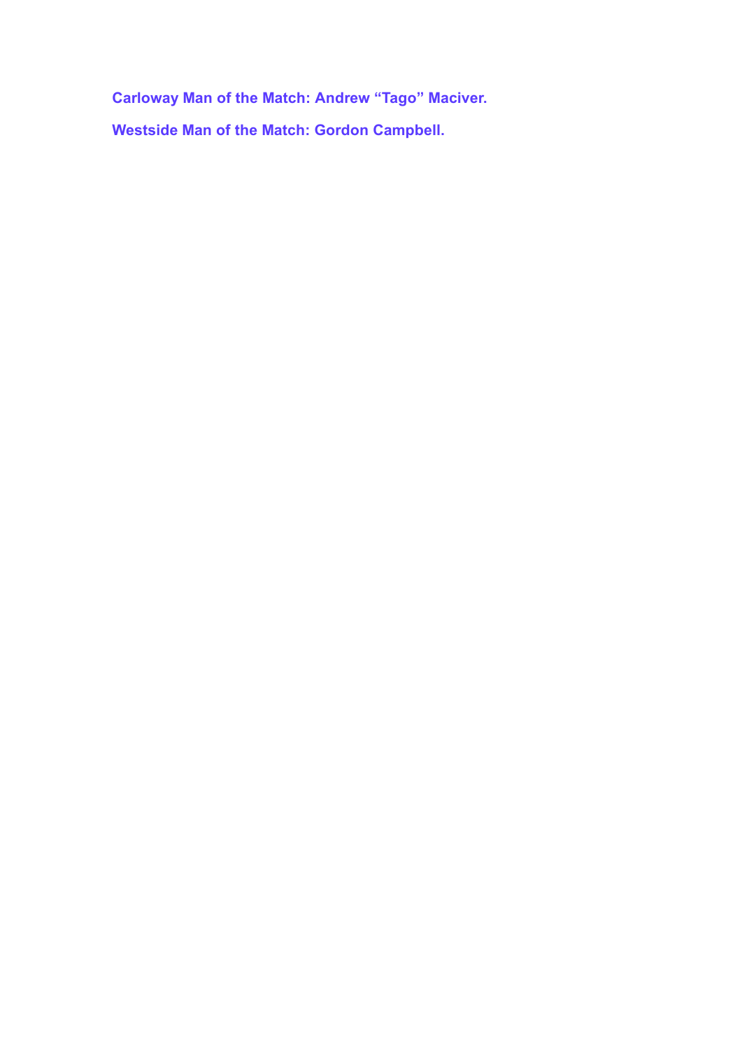**Carloway Man of the Match: Andrew “Tago” Maciver.**

**Westside Man of the Match: Gordon Campbell.**